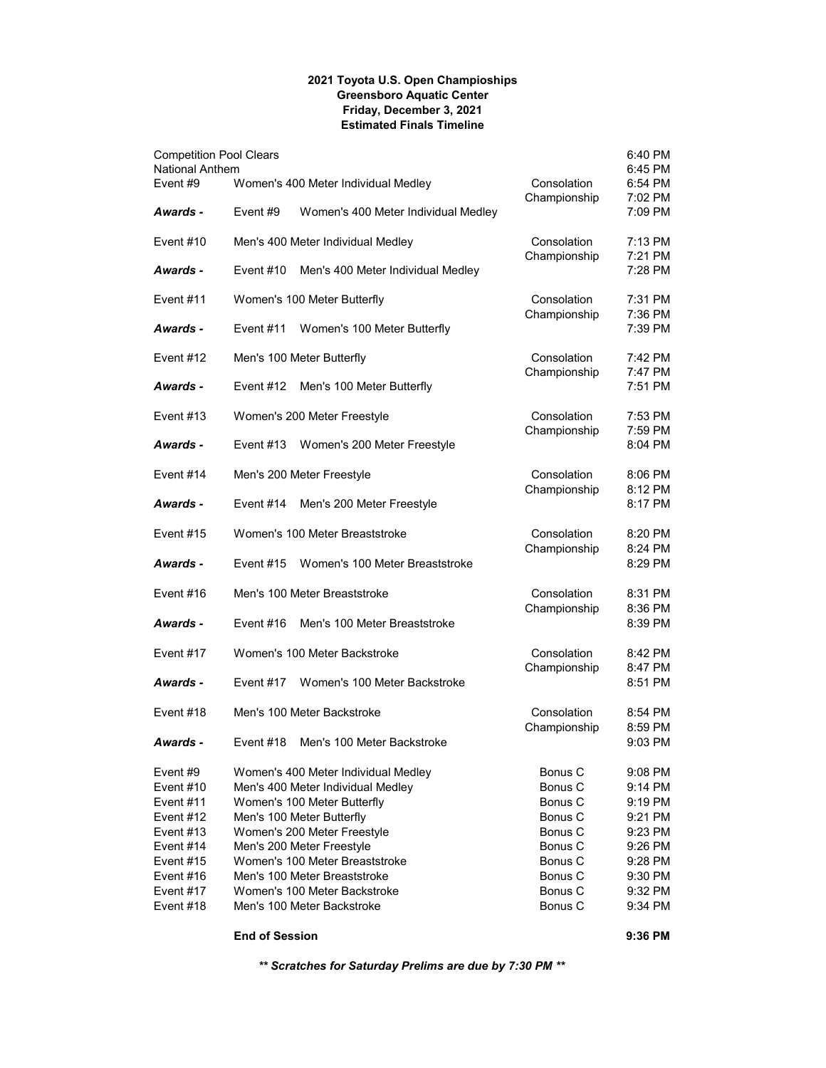**2021 Toyota U.S. Open Champioships**
**Greensboro Aquatic Center**
**Friday, December 3, 2021**
**Estimated Finals Timeline**

| | | | |
|---|---|---|---|
| Competition Pool Clears | | | 6:40 PM |
| National Anthem | | | 6:45 PM |
| Event #9 | Women's 400 Meter Individual Medley | Consolation | 6:54 PM |
| | | Championship | 7:02 PM |
| ***Awards -*** | Event #9 Women's 400 Meter Individual Medley | | 7:09 PM |
| Event #10 | Men's 400 Meter Individual Medley | Consolation | 7:13 PM |
| | | Championship | 7:21 PM |
| ***Awards -*** | Event #10 Men's 400 Meter Individual Medley | | 7:28 PM |
| Event #11 | Women's 100 Meter Butterfly | Consolation | 7:31 PM |
| | | Championship | 7:36 PM |
| ***Awards -*** | Event #11 Women's 100 Meter Butterfly | | 7:39 PM |
| Event #12 | Men's 100 Meter Butterfly | Consolation | 7:42 PM |
| | | Championship | 7:47 PM |
| ***Awards -*** | Event #12 Men's 100 Meter Butterfly | | 7:51 PM |
| Event #13 | Women's 200 Meter Freestyle | Consolation | 7:53 PM |
| | | Championship | 7:59 PM |
| ***Awards -*** | Event #13 Women's 200 Meter Freestyle | | 8:04 PM |
| Event #14 | Men's 200 Meter Freestyle | Consolation | 8:06 PM |
| | | Championship | 8:12 PM |
| ***Awards -*** | Event #14 Men's 200 Meter Freestyle | | 8:17 PM |
| Event #15 | Women's 100 Meter Breaststroke | Consolation | 8:20 PM |
| | | Championship | 8:24 PM |
| ***Awards -*** | Event #15 Women's 100 Meter Breaststroke | | 8:29 PM |
| Event #16 | Men's 100 Meter Breaststroke | Consolation | 8:31 PM |
| | | Championship | 8:36 PM |
| ***Awards -*** | Event #16 Men's 100 Meter Breaststroke | | 8:39 PM |
| Event #17 | Women's 100 Meter Backstroke | Consolation | 8:42 PM |
| | | Championship | 8:47 PM |
| ***Awards -*** | Event #17 Women's 100 Meter Backstroke | | 8:51 PM |
| Event #18 | Men's 100 Meter Backstroke | Consolation | 8:54 PM |
| | | Championship | 8:59 PM |
| ***Awards -*** | Event #18 Men's 100 Meter Backstroke | | 9:03 PM |
| Event #9 | Women's 400 Meter Individual Medley | Bonus C | 9:08 PM |
| Event #10 | Men's 400 Meter Individual Medley | Bonus C | 9:14 PM |
| Event #11 | Women's 100 Meter Butterfly | Bonus C | 9:19 PM |
| Event #12 | Men's 100 Meter Butterfly | Bonus C | 9:21 PM |
| Event #13 | Women's 200 Meter Freestyle | Bonus C | 9:23 PM |
| Event #14 | Men's 200 Meter Freestyle | Bonus C | 9:26 PM |
| Event #15 | Women's 100 Meter Breaststroke | Bonus C | 9:28 PM |
| Event #16 | Men's 100 Meter Breaststroke | Bonus C | 9:30 PM |
| Event #17 | Women's 100 Meter Backstroke | Bonus C | 9:32 PM |
| Event #18 | Men's 100 Meter Backstroke | Bonus C | 9:34 PM |
| | **End of Session** | | **9:36 PM** |

***\*\* Scratches for Saturday Prelims are due by 7:30 PM \*\****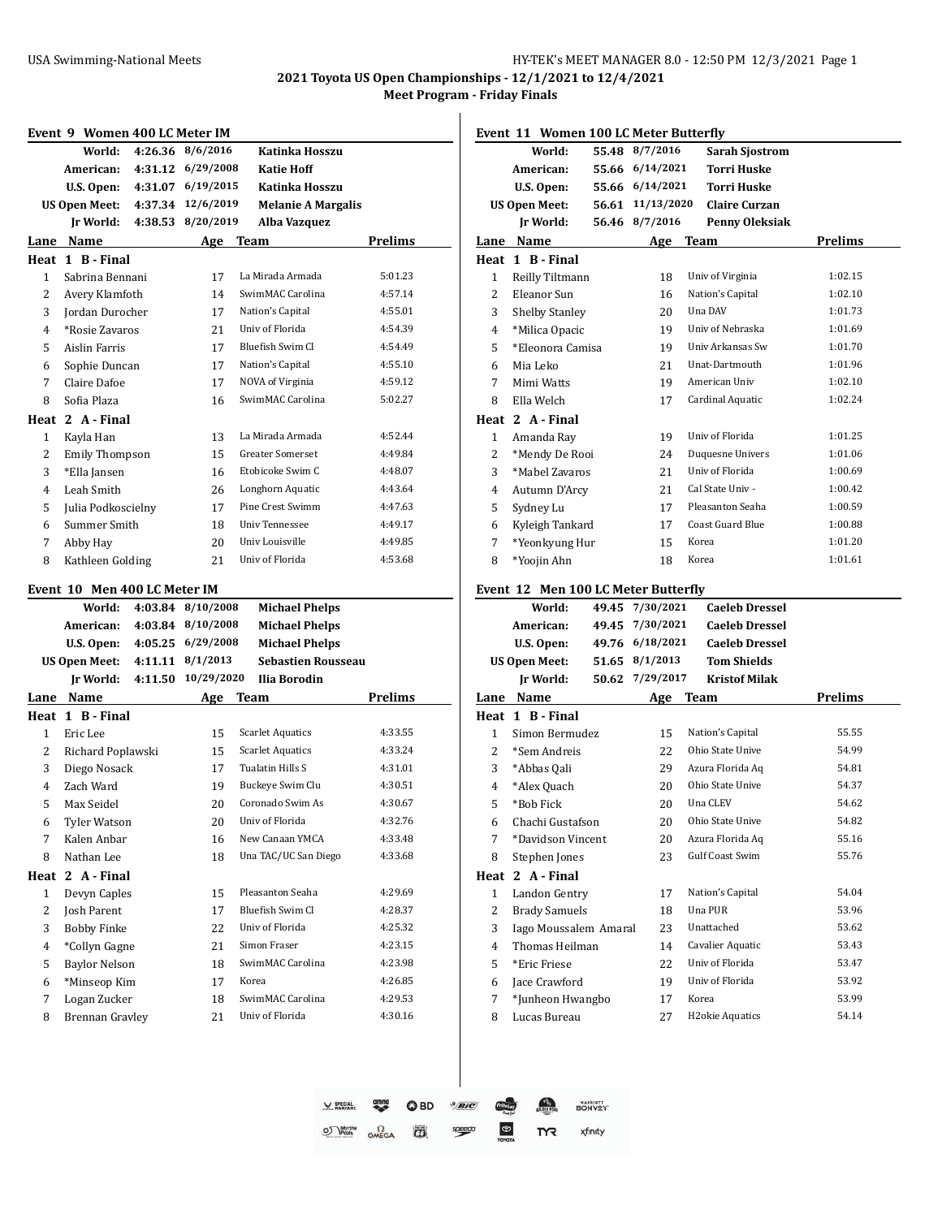**2021 Toyota US Open Championships - 12/1/2021 to 12/4/2021**

**Meet Program - Friday Finals**

### Event 9 Women 400 LC Meter IM

| | | | |
|---|---|---|---|
| World: | 4:26.36 | 8/6/2016 | Katinka Hosszu |
| American: | 4:31.12 | 6/29/2008 | Katie Hoff |
| U.S. Open: | 4:31.07 | 6/19/2015 | Katinka Hosszu |
| US Open Meet: | 4:37.34 | 12/6/2019 | Melanie A Margalis |
| Jr World: | 4:38.53 | 8/20/2019 | Alba Vazquez |

| Lane | Name | Age | Team | Prelims |
|---|---|---|---|---|
| **Heat 1 B - Final** | | | | |
| 1 | Sabrina Bennani | 17 | La Mirada Armada | 5:01.23 |
| 2 | Avery Klamfoth | 14 | SwimMAC Carolina | 4:57.14 |
| 3 | Jordan Durocher | 17 | Nation's Capital | 4:55.01 |
| 4 | *Rosie Zavaros | 21 | Univ of Florida | 4:54.39 |
| 5 | Aislin Farris | 17 | Bluefish Swim Cl | 4:54.49 |
| 6 | Sophie Duncan | 17 | Nation's Capital | 4:55.10 |
| 7 | Claire Dafoe | 17 | NOVA of Virginia | 4:59.12 |
| 8 | Sofia Plaza | 16 | SwimMAC Carolina | 5:02.27 |
| **Heat 2 A - Final** | | | | |
| 1 | Kayla Han | 13 | La Mirada Armada | 4:52.44 |
| 2 | Emily Thompson | 15 | Greater Somerset | 4:49.84 |
| 3 | *Ella Jansen | 16 | Etobicoke Swim C | 4:48.07 |
| 4 | Leah Smith | 26 | Longhorn Aquatic | 4:43.64 |
| 5 | Julia Podkoscielny | 17 | Pine Crest Swimm | 4:47.63 |
| 6 | Summer Smith | 18 | Univ Tennessee | 4:49.17 |
| 7 | Abby Hay | 20 | Univ Louisville | 4:49.85 |
| 8 | Kathleen Golding | 21 | Univ of Florida | 4:53.68 |

### Event 10 Men 400 LC Meter IM

| | | | |
|---|---|---|---|
| World: | 4:03.84 | 8/10/2008 | Michael Phelps |
| American: | 4:03.84 | 8/10/2008 | Michael Phelps |
| U.S. Open: | 4:05.25 | 6/29/2008 | Michael Phelps |
| US Open Meet: | 4:11.11 | 8/1/2013 | Sebastien Rousseau |
| Jr World: | 4:11.50 | 10/29/2020 | Ilia Borodin |

| Lane | Name | Age | Team | Prelims |
|---|---|---|---|---|
| **Heat 1 B - Final** | | | | |
| 1 | Eric Lee | 15 | Scarlet Aquatics | 4:33.55 |
| 2 | Richard Poplawski | 15 | Scarlet Aquatics | 4:33.24 |
| 3 | Diego Nosack | 17 | Tualatin Hills S | 4:31.01 |
| 4 | Zach Ward | 19 | Buckeye Swim Clu | 4:30.51 |
| 5 | Max Seidel | 20 | Coronado Swim As | 4:30.67 |
| 6 | Tyler Watson | 20 | Univ of Florida | 4:32.76 |
| 7 | Kalen Anbar | 16 | New Canaan YMCA | 4:33.48 |
| 8 | Nathan Lee | 18 | Una TAC/UC San Diego | 4:33.68 |
| **Heat 2 A - Final** | | | | |
| 1 | Devyn Caples | 15 | Pleasanton Seaha | 4:29.69 |
| 2 | Josh Parent | 17 | Bluefish Swim Cl | 4:28.37 |
| 3 | Bobby Finke | 22 | Univ of Florida | 4:25.32 |
| 4 | *Collyn Gagne | 21 | Simon Fraser | 4:23.15 |
| 5 | Baylor Nelson | 18 | SwimMAC Carolina | 4:23.98 |
| 6 | *Minseop Kim | 17 | Korea | 4:26.85 |
| 7 | Logan Zucker | 18 | SwimMAC Carolina | 4:29.53 |
| 8 | Brennan Gravley | 21 | Univ of Florida | 4:30.16 |

### Event 11 Women 100 LC Meter Butterfly

| | | | |
|---|---|---|---|
| World: | 55.48 | 8/7/2016 | Sarah Sjostrom |
| American: | 55.66 | 6/14/2021 | Torri Huske |
| U.S. Open: | 55.66 | 6/14/2021 | Torri Huske |
| US Open Meet: | 56.61 | 11/13/2020 | Claire Curzan |
| Jr World: | 56.46 | 8/7/2016 | Penny Oleksiak |

| Lane | Name | Age | Team | Prelims |
|---|---|---|---|---|
| **Heat 1 B - Final** | | | | |
| 1 | Reilly Tiltmann | 18 | Univ of Virginia | 1:02.15 |
| 2 | Eleanor Sun | 16 | Nation's Capital | 1:02.10 |
| 3 | Shelby Stanley | 20 | Una DAV | 1:01.73 |
| 4 | *Milica Opacic | 19 | Univ of Nebraska | 1:01.69 |
| 5 | *Eleonora Camisa | 19 | Univ Arkansas Sw | 1:01.70 |
| 6 | Mia Leko | 21 | Unat-Dartmouth | 1:01.96 |
| 7 | Mimi Watts | 19 | American Univ | 1:02.10 |
| 8 | Ella Welch | 17 | Cardinal Aquatic | 1:02.24 |
| **Heat 2 A - Final** | | | | |
| 1 | Amanda Ray | 19 | Univ of Florida | 1:01.25 |
| 2 | *Mendy De Rooi | 24 | Duquesne Univers | 1:01.06 |
| 3 | *Mabel Zavaros | 21 | Univ of Florida | 1:00.69 |
| 4 | Autumn D'Arcy | 21 | Cal State Univ - | 1:00.42 |
| 5 | Sydney Lu | 17 | Pleasanton Seaha | 1:00.59 |
| 6 | Kyleigh Tankard | 17 | Coast Guard Blue | 1:00.88 |
| 7 | *Yeonkyung Hur | 15 | Korea | 1:01.20 |
| 8 | *Yoojin Ahn | 18 | Korea | 1:01.61 |

### Event 12 Men 100 LC Meter Butterfly

| | | | |
|---|---|---|---|
| World: | 49.45 | 7/30/2021 | Caeleb Dressel |
| American: | 49.45 | 7/30/2021 | Caeleb Dressel |
| U.S. Open: | 49.76 | 6/18/2021 | Caeleb Dressel |
| US Open Meet: | 51.65 | 8/1/2013 | Tom Shields |
| Jr World: | 50.62 | 7/29/2017 | Kristof Milak |

| Lane | Name | Age | Team | Prelims |
|---|---|---|---|---|
| **Heat 1 B - Final** | | | | |
| 1 | Simon Bermudez | 15 | Nation's Capital | 55.55 |
| 2 | *Sem Andreis | 22 | Ohio State Unive | 54.99 |
| 3 | *Abbas Qali | 29 | Azura Florida Aq | 54.81 |
| 4 | *Alex Quach | 20 | Ohio State Unive | 54.37 |
| 5 | *Bob Fick | 20 | Una CLEV | 54.62 |
| 6 | Chachi Gustafson | 20 | Ohio State Unive | 54.82 |
| 7 | *Davidson Vincent | 20 | Azura Florida Aq | 55.16 |
| 8 | Stephen Jones | 23 | Gulf Coast Swim | 55.76 |
| **Heat 2 A - Final** | | | | |
| 1 | Landon Gentry | 17 | Nation's Capital | 54.04 |
| 2 | Brady Samuels | 18 | Una PUR | 53.96 |
| 3 | Iago Moussalem Amaral | 23 | Unattached | 53.62 |
| 4 | Thomas Heilman | 14 | Cavalier Aquatic | 53.43 |
| 5 | *Eric Friese | 22 | Univ of Florida | 53.47 |
| 6 | Jace Crawford | 19 | Univ of Florida | 53.92 |
| 7 | *Junheon Hwangbo | 17 | Korea | 53.99 |
| 8 | Lucas Bureau | 27 | H2okie Aquatics | 54.14 |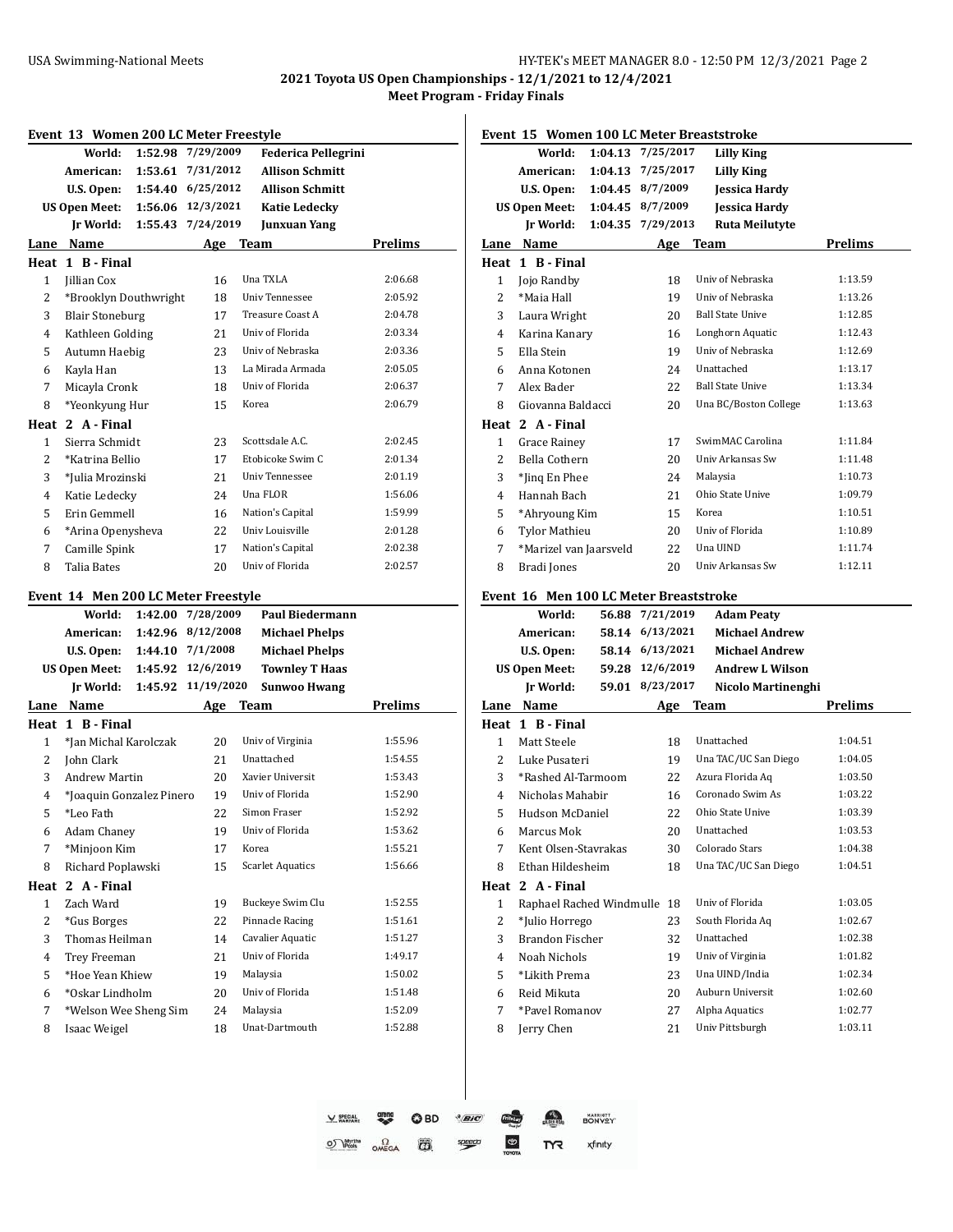## 2021 Toyota US Open Championships - 12/1/2021 to 12/4/2021

### Meet Program - Friday Finals

### Event 13 Women 200 LC Meter Freestyle

| Record | Time | Date | Name |
|---|---|---|---|
| World: | 1:52.98 | 7/29/2009 | Federica Pellegrini |
| American: | 1:53.61 | 7/31/2012 | Allison Schmitt |
| U.S. Open: | 1:54.40 | 6/25/2012 | Allison Schmitt |
| US Open Meet: | 1:56.06 | 12/3/2021 | Katie Ledecky |
| Jr World: | 1:55.43 | 7/24/2019 | Junxuan Yang |

| Lane | Name | Age | Team | Prelims |
|---|---|---|---|---|
| **Heat 1 B - Final** | | | | |
| 1 | Jillian Cox | 16 | Una TXLA | 2:06.68 |
| 2 | *Brooklyn Douthwright | 18 | Univ Tennessee | 2:05.92 |
| 3 | Blair Stoneburg | 17 | Treasure Coast A | 2:04.78 |
| 4 | Kathleen Golding | 21 | Univ of Florida | 2:03.34 |
| 5 | Autumn Haebig | 23 | Univ of Nebraska | 2:03.36 |
| 6 | Kayla Han | 13 | La Mirada Armada | 2:05.05 |
| 7 | Micayla Cronk | 18 | Univ of Florida | 2:06.37 |
| 8 | *Yeonkyung Hur | 15 | Korea | 2:06.79 |
| **Heat 2 A - Final** | | | | |
| 1 | Sierra Schmidt | 23 | Scottsdale A.C. | 2:02.45 |
| 2 | *Katrina Bellio | 17 | Etobicoke Swim C | 2:01.34 |
| 3 | *Julia Mrozinski | 21 | Univ Tennessee | 2:01.19 |
| 4 | Katie Ledecky | 24 | Una FLOR | 1:56.06 |
| 5 | Erin Gemmell | 16 | Nation's Capital | 1:59.99 |
| 6 | *Arina Openysheva | 22 | Univ Louisville | 2:01.28 |
| 7 | Camille Spink | 17 | Nation's Capital | 2:02.38 |
| 8 | Talia Bates | 20 | Univ of Florida | 2:02.57 |

### Event 14 Men 200 LC Meter Freestyle

| Record | Time | Date | Name |
|---|---|---|---|
| World: | 1:42.00 | 7/28/2009 | Paul Biedermann |
| American: | 1:42.96 | 8/12/2008 | Michael Phelps |
| U.S. Open: | 1:44.10 | 7/1/2008 | Michael Phelps |
| US Open Meet: | 1:45.92 | 12/6/2019 | Townley T Haas |
| Jr World: | 1:45.92 | 11/19/2020 | Sunwoo Hwang |

| Lane | Name | Age | Team | Prelims |
|---|---|---|---|---|
| **Heat 1 B - Final** | | | | |
| 1 | *Jan Michal Karolczak | 20 | Univ of Virginia | 1:55.96 |
| 2 | John Clark | 21 | Unattached | 1:54.55 |
| 3 | Andrew Martin | 20 | Xavier Universit | 1:53.43 |
| 4 | *Joaquin Gonzalez Pinero | 19 | Univ of Florida | 1:52.90 |
| 5 | *Leo Fath | 22 | Simon Fraser | 1:52.92 |
| 6 | Adam Chaney | 19 | Univ of Florida | 1:53.62 |
| 7 | *Minjoon Kim | 17 | Korea | 1:55.21 |
| 8 | Richard Poplawski | 15 | Scarlet Aquatics | 1:56.66 |
| **Heat 2 A - Final** | | | | |
| 1 | Zach Ward | 19 | Buckeye Swim Clu | 1:52.55 |
| 2 | *Gus Borges | 22 | Pinnacle Racing | 1:51.61 |
| 3 | Thomas Heilman | 14 | Cavalier Aquatic | 1:51.27 |
| 4 | Trey Freeman | 21 | Univ of Florida | 1:49.17 |
| 5 | *Hoe Yean Khiew | 19 | Malaysia | 1:50.02 |
| 6 | *Oskar Lindholm | 20 | Univ of Florida | 1:51.48 |
| 7 | *Welson Wee Sheng Sim | 24 | Malaysia | 1:52.09 |
| 8 | Isaac Weigel | 18 | Unat-Dartmouth | 1:52.88 |

### Event 15 Women 100 LC Meter Breaststroke

| Record | Time | Date | Name |
|---|---|---|---|
| World: | 1:04.13 | 7/25/2017 | Lilly King |
| American: | 1:04.13 | 7/25/2017 | Lilly King |
| U.S. Open: | 1:04.45 | 8/7/2009 | Jessica Hardy |
| US Open Meet: | 1:04.45 | 8/7/2009 | Jessica Hardy |
| Jr World: | 1:04.35 | 7/29/2013 | Ruta Meilutyte |

| Lane | Name | Age | Team | Prelims |
|---|---|---|---|---|
| **Heat 1 B - Final** | | | | |
| 1 | Jojo Randby | 18 | Univ of Nebraska | 1:13.59 |
| 2 | *Maia Hall | 19 | Univ of Nebraska | 1:13.26 |
| 3 | Laura Wright | 20 | Ball State Unive | 1:12.85 |
| 4 | Karina Kanary | 16 | Longhorn Aquatic | 1:12.43 |
| 5 | Ella Stein | 19 | Univ of Nebraska | 1:12.69 |
| 6 | Anna Kotonen | 24 | Unattached | 1:13.17 |
| 7 | Alex Bader | 22 | Ball State Unive | 1:13.34 |
| 8 | Giovanna Baldacci | 20 | Una BC/Boston College | 1:13.63 |
| **Heat 2 A - Final** | | | | |
| 1 | Grace Rainey | 17 | SwimMAC Carolina | 1:11.84 |
| 2 | Bella Cothern | 20 | Univ Arkansas Sw | 1:11.48 |
| 3 | *Jinq En Phee | 24 | Malaysia | 1:10.73 |
| 4 | Hannah Bach | 21 | Ohio State Unive | 1:09.79 |
| 5 | *Ahryoung Kim | 15 | Korea | 1:10.51 |
| 6 | Tylor Mathieu | 20 | Univ of Florida | 1:10.89 |
| 7 | *Marizel van Jaarsveld | 22 | Una UIND | 1:11.74 |
| 8 | Bradi Jones | 20 | Univ Arkansas Sw | 1:12.11 |

### Event 16 Men 100 LC Meter Breaststroke

| Record | Time | Date | Name |
|---|---|---|---|
| World: | 56.88 | 7/21/2019 | Adam Peaty |
| American: | 58.14 | 6/13/2021 | Michael Andrew |
| U.S. Open: | 58.14 | 6/13/2021 | Michael Andrew |
| US Open Meet: | 59.28 | 12/6/2019 | Andrew L Wilson |
| Jr World: | 59.01 | 8/23/2017 | Nicolo Martinenghi |

| Lane | Name | Age | Team | Prelims |
|---|---|---|---|---|
| **Heat 1 B - Final** | | | | |
| 1 | Matt Steele | 18 | Unattached | 1:04.51 |
| 2 | Luke Pusateri | 19 | Una TAC/UC San Diego | 1:04.05 |
| 3 | *Rashed Al-Tarmoom | 22 | Azura Florida Aq | 1:03.50 |
| 4 | Nicholas Mahabir | 16 | Coronado Swim As | 1:03.22 |
| 5 | Hudson McDaniel | 22 | Ohio State Unive | 1:03.39 |
| 6 | Marcus Mok | 20 | Unattached | 1:03.53 |
| 7 | Kent Olsen-Stavrakas | 30 | Colorado Stars | 1:04.38 |
| 8 | Ethan Hildesheim | 18 | Una TAC/UC San Diego | 1:04.51 |
| **Heat 2 A - Final** | | | | |
| 1 | Raphael Rached Windmulle | 18 | Univ of Florida | 1:03.05 |
| 2 | *Julio Horrego | 23 | South Florida Aq | 1:02.67 |
| 3 | Brandon Fischer | 32 | Unattached | 1:02.38 |
| 4 | Noah Nichols | 19 | Univ of Virginia | 1:01.82 |
| 5 | *Likith Prema | 23 | Una UIND/India | 1:02.34 |
| 6 | Reid Mikuta | 20 | Auburn Universit | 1:02.60 |
| 7 | *Pavel Romanov | 27 | Alpha Aquatics | 1:02.77 |
| 8 | Jerry Chen | 21 | Univ Pittsburgh | 1:03.11 |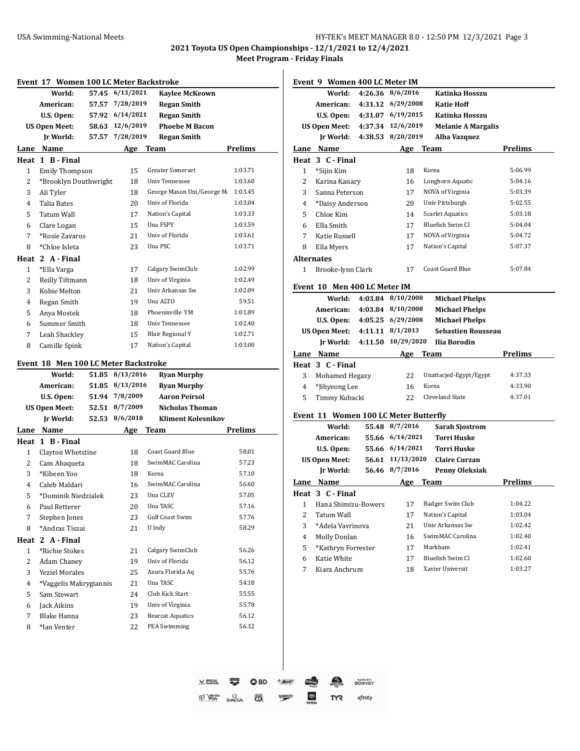# 2021 Toyota US Open Championships - 12/1/2021 to 12/4/2021

## Meet Program - Friday Finals

### Event 17 Women 100 LC Meter Backstroke

| Record | Time | Date | Name |
|---|---|---|---|
| World: | 57.45 | 6/13/2021 | Kaylee McKeown |
| American: | 57.57 | 7/28/2019 | Regan Smith |
| U.S. Open: | 57.92 | 6/14/2021 | Regan Smith |
| US Open Meet: | 58.63 | 12/6/2019 | Phoebe M Bacon |
| Jr World: | 57.57 | 7/28/2019 | Regan Smith |

| Lane | Name | Age | Team | Prelims |
|---|---|---|---|---|
| **Heat 1 B - Final** | | | | |
| 1 | Emily Thompson | 15 | Greater Somerset | 1:03.71 |
| 2 | *Brooklyn Douthwright | 18 | Univ Tennessee | 1:03.60 |
| 3 | Ali Tyler | 18 | George Mason Uni/George M | 1:03.45 |
| 4 | Talia Bates | 20 | Univ of Florida | 1:03.04 |
| 5 | Tatum Wall | 17 | Nation's Capital | 1:03.33 |
| 6 | Clare Logan | 15 | Una FSPY | 1:03.59 |
| 7 | *Rosie Zavaros | 21 | Univ of Florida | 1:03.61 |
| 8 | *Chloe Isleta | 23 | Una PSC | 1:03.71 |
| **Heat 2 A - Final** | | | | |
| 1 | *Ella Varga | 17 | Calgary SwimClub | 1:02.99 |
| 2 | Reilly Tiltmann | 18 | Univ of Virginia | 1:02.49 |
| 3 | Kobie Melton | 21 | Univ Arkansas Sw | 1:02.09 |
| 4 | Regan Smith | 19 | Una ALTO | 59.51 |
| 5 | Anya Mostek | 18 | Phoenixville YM | 1:01.89 |
| 6 | Summer Smith | 18 | Univ Tennessee | 1:02.40 |
| 7 | Leah Shackley | 15 | Blair Regional Y | 1:02.71 |
| 8 | Camille Spink | 17 | Nation's Capital | 1:03.00 |

### Event 18 Men 100 LC Meter Backstroke

| Record | Time | Date | Name |
|---|---|---|---|
| World: | 51.85 | 8/13/2016 | Ryan Murphy |
| American: | 51.85 | 8/13/2016 | Ryan Murphy |
| U.S. Open: | 51.94 | 7/8/2009 | Aaron Peirsol |
| US Open Meet: | 52.51 | 8/7/2009 | Nicholas Thoman |
| Jr World: | 52.53 | 8/6/2018 | Kliment Kolesnikov |

| Lane | Name | Age | Team | Prelims |
|---|---|---|---|---|
| **Heat 1 B - Final** | | | | |
| 1 | Clayton Whetstine | 18 | Coast Guard Blue | 58.01 |
| 2 | Cam Abaqueta | 18 | SwimMAC Carolina | 57.23 |
| 3 | *Kibeen Yoo | 18 | Korea | 57.10 |
| 4 | Caleb Maldari | 16 | SwimMAC Carolina | 56.60 |
| 5 | *Dominik Niedzialek | 23 | Una CLEV | 57.05 |
| 6 | Paul Retterer | 20 | Una TASC | 57.16 |
| 7 | Stephen Jones | 23 | Gulf Coast Swim | 57.76 |
| 8 | *Andras Tiszai | 21 | U Indy | 58.29 |
| **Heat 2 A - Final** | | | | |
| 1 | *Richie Stokes | 21 | Calgary SwimClub | 56.26 |
| 2 | Adam Chaney | 19 | Univ of Florida | 56.12 |
| 3 | Yeziel Morales | 25 | Azura Florida Aq | 55.76 |
| 4 | *Vaggelis Makrygiannis | 21 | Una TASC | 54.18 |
| 5 | Sam Stewart | 24 | Club Kick Start | 55.55 |
| 6 | Jack Aikins | 19 | Univ of Virginia | 55.78 |
| 7 | Blake Hanna | 23 | Bearcat Aquatics | 56.12 |
| 8 | *Ian Venter | 22 | PEA Swimming | 56.32 |

### Event 9 Women 400 LC Meter IM

| Record | Time | Date | Name |
|---|---|---|---|
| World: | 4:26.36 | 8/6/2016 | Katinka Hosszu |
| American: | 4:31.12 | 6/29/2008 | Katie Hoff |
| U.S. Open: | 4:31.07 | 6/19/2015 | Katinka Hosszu |
| US Open Meet: | 4:37.34 | 12/6/2019 | Melanie A Margalis |
| Jr World: | 4:38.53 | 8/20/2019 | Alba Vazquez |

| Lane | Name | Age | Team | Prelims |
|---|---|---|---|---|
| **Heat 3 C - Final** | | | | |
| 1 | *Sijin Kim | 18 | Korea | 5:06.99 |
| 2 | Karina Kanary | 16 | Longhorn Aquatic | 5:04.16 |
| 3 | Sanna Peterson | 17 | NOVA of Virginia | 5:03.39 |
| 4 | *Daisy Anderson | 20 | Univ Pittsburgh | 5:02.55 |
| 5 | Chloe Kim | 14 | Scarlet Aquatics | 5:03.18 |
| 6 | Ella Smith | 17 | Bluefish Swim Cl | 5:04.04 |
| 7 | Katie Russell | 17 | NOVA of Virginia | 5:04.72 |
| 8 | Ella Myers | 17 | Nation's Capital | 5:07.37 |
| **Alternates** | | | | |
| 1 | Brooke-lynn Clark | 17 | Coast Guard Blue | 5:07.84 |

### Event 10 Men 400 LC Meter IM

| Record | Time | Date | Name |
|---|---|---|---|
| World: | 4:03.84 | 8/10/2008 | Michael Phelps |
| American: | 4:03.84 | 8/10/2008 | Michael Phelps |
| U.S. Open: | 4:05.25 | 6/29/2008 | Michael Phelps |
| US Open Meet: | 4:11.11 | 8/1/2013 | Sebastien Rousseau |
| Jr World: | 4:11.50 | 10/29/2020 | Ilia Borodin |

| Lane | Name | Age | Team | Prelims |
|---|---|---|---|---|
| **Heat 3 C - Final** | | | | |
| 3 | Mohamed Hegazy | 22 | Unattacjed-Egypt/Egypt | 4:37.33 |
| 4 | *Jihyeong Lee | 16 | Korea | 4:33.90 |
| 5 | Timmy Kubacki | 22 | Cleveland State | 4:37.01 |

### Event 11 Women 100 LC Meter Butterfly

| Record | Time | Date | Name |
|---|---|---|---|
| World: | 55.48 | 8/7/2016 | Sarah Sjostrom |
| American: | 55.66 | 6/14/2021 | Torri Huske |
| U.S. Open: | 55.66 | 6/14/2021 | Torri Huske |
| US Open Meet: | 56.61 | 11/13/2020 | Claire Curzan |
| Jr World: | 56.46 | 8/7/2016 | Penny Oleksiak |

| Lane | Name | Age | Team | Prelims |
|---|---|---|---|---|
| **Heat 3 C - Final** | | | | |
| 1 | Hana Shimizu-Bowers | 17 | Badger Swim Club | 1:04.22 |
| 2 | Tatum Wall | 17 | Nation's Capital | 1:03.04 |
| 3 | *Adela Vavrinova | 21 | Univ Arkansas Sw | 1:02.42 |
| 4 | Molly Donlan | 16 | SwimMAC Carolina | 1:02.40 |
| 5 | *Kathryn Forrester | 17 | Markham | 1:02.41 |
| 6 | Katie White | 17 | Bluefish Swim Cl | 1:02.60 |
| 7 | Kiara Anchrum | 18 | Xavier Universit | 1:03.27 |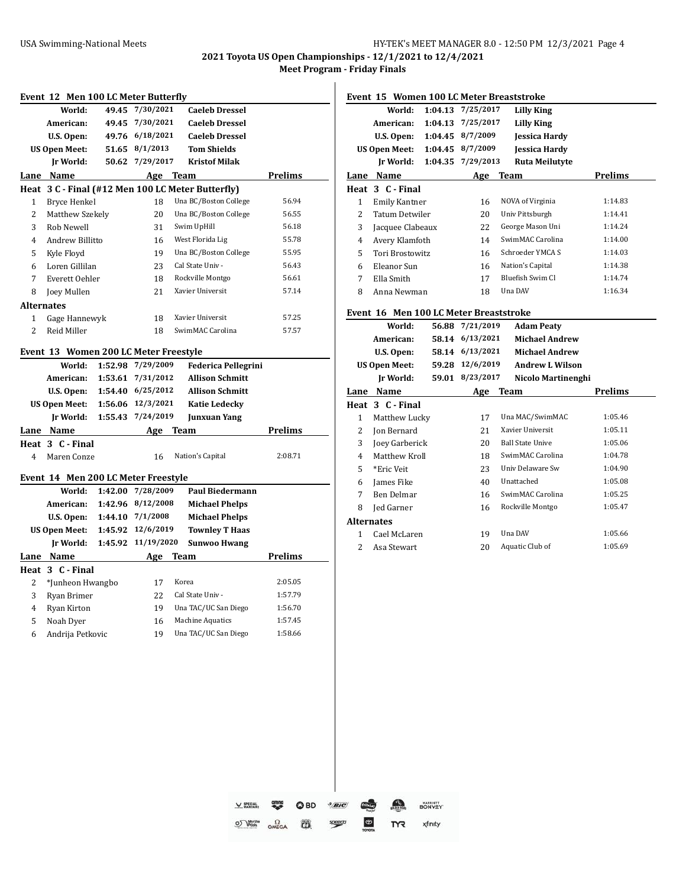# 2021 Toyota US Open Championships - 12/1/2021 to 12/4/2021

## Meet Program - Friday Finals

### Event 12 Men 100 LC Meter Butterfly

| | | | |
|---|---|---|---|
| World: | 49.45 | 7/30/2021 | Caeleb Dressel |
| American: | 49.45 | 7/30/2021 | Caeleb Dressel |
| U.S. Open: | 49.76 | 6/18/2021 | Caeleb Dressel |
| US Open Meet: | 51.65 | 8/1/2013 | Tom Shields |
| Jr World: | 50.62 | 7/29/2017 | Kristof Milak |

**Heat 3 C - Final (#12 Men 100 LC Meter Butterfly)**

| Lane | Name | Age | Team | Prelims |
|---|---|---|---|---|
| 1 | Bryce Henkel | 18 | Una BC/Boston College | 56.94 |
| 2 | Matthew Szekely | 20 | Una BC/Boston College | 56.55 |
| 3 | Rob Newell | 31 | Swim UpHill | 56.18 |
| 4 | Andrew Billitto | 16 | West Florida Lig | 55.78 |
| 5 | Kyle Floyd | 19 | Una BC/Boston College | 55.95 |
| 6 | Loren Gillilan | 23 | Cal State Univ - | 56.43 |
| 7 | Everett Oehler | 18 | Rockville Montgo | 56.61 |
| 8 | Joey Mullen | 21 | Xavier Universit | 57.14 |

**Alternates**

| | Name | Age | Team | Prelims |
|---|---|---|---|---|
| 1 | Gage Hannewyk | 18 | Xavier Universit | 57.25 |
| 2 | Reid Miller | 18 | SwimMAC Carolina | 57.57 |

### Event 13 Women 200 LC Meter Freestyle

| | | | |
|---|---|---|---|
| World: | 1:52.98 | 7/29/2009 | Federica Pellegrini |
| American: | 1:53.61 | 7/31/2012 | Allison Schmitt |
| U.S. Open: | 1:54.40 | 6/25/2012 | Allison Schmitt |
| US Open Meet: | 1:56.06 | 12/3/2021 | Katie Ledecky |
| Jr World: | 1:55.43 | 7/24/2019 | Junxuan Yang |

**Heat 3 C - Final**

| Lane | Name | Age | Team | Prelims |
|---|---|---|---|---|
| 4 | Maren Conze | 16 | Nation's Capital | 2:08.71 |

### Event 14 Men 200 LC Meter Freestyle

| | | | |
|---|---|---|---|
| World: | 1:42.00 | 7/28/2009 | Paul Biedermann |
| American: | 1:42.96 | 8/12/2008 | Michael Phelps |
| U.S. Open: | 1:44.10 | 7/1/2008 | Michael Phelps |
| US Open Meet: | 1:45.92 | 12/6/2019 | Townley T Haas |
| Jr World: | 1:45.92 | 11/19/2020 | Sunwoo Hwang |

**Heat 3 C - Final**

| Lane | Name | Age | Team | Prelims |
|---|---|---|---|---|
| 2 | *Junheon Hwangbo | 17 | Korea | 2:05.05 |
| 3 | Ryan Brimer | 22 | Cal State Univ - | 1:57.79 |
| 4 | Ryan Kirton | 19 | Una TAC/UC San Diego | 1:56.70 |
| 5 | Noah Dyer | 16 | Machine Aquatics | 1:57.45 |
| 6 | Andrija Petkovic | 19 | Una TAC/UC San Diego | 1:58.66 |

### Event 15 Women 100 LC Meter Breaststroke

| | | | |
|---|---|---|---|
| World: | 1:04.13 | 7/25/2017 | Lilly King |
| American: | 1:04.13 | 7/25/2017 | Lilly King |
| U.S. Open: | 1:04.45 | 8/7/2009 | Jessica Hardy |
| US Open Meet: | 1:04.45 | 8/7/2009 | Jessica Hardy |
| Jr World: | 1:04.35 | 7/29/2013 | Ruta Meilutyte |

**Heat 3 C - Final**

| Lane | Name | Age | Team | Prelims |
|---|---|---|---|---|
| 1 | Emily Kantner | 16 | NOVA of Virginia | 1:14.83 |
| 2 | Tatum Detwiler | 20 | Univ Pittsburgh | 1:14.41 |
| 3 | Jacquee Clabeaux | 22 | George Mason Uni | 1:14.24 |
| 4 | Avery Klamfoth | 14 | SwimMAC Carolina | 1:14.00 |
| 5 | Tori Brostowitz | 16 | Schroeder YMCA S | 1:14.03 |
| 6 | Eleanor Sun | 16 | Nation's Capital | 1:14.38 |
| 7 | Ella Smith | 17 | Bluefish Swim Cl | 1:14.74 |
| 8 | Anna Newman | 18 | Una DAV | 1:16.34 |

### Event 16 Men 100 LC Meter Breaststroke

| | | | |
|---|---|---|---|
| World: | 56.88 | 7/21/2019 | Adam Peaty |
| American: | 58.14 | 6/13/2021 | Michael Andrew |
| U.S. Open: | 58.14 | 6/13/2021 | Michael Andrew |
| US Open Meet: | 59.28 | 12/6/2019 | Andrew L Wilson |
| Jr World: | 59.01 | 8/23/2017 | Nicolo Martinenghi |

**Heat 3 C - Final**

| Lane | Name | Age | Team | Prelims |
|---|---|---|---|---|
| 1 | Matthew Lucky | 17 | Una MAC/SwimMAC | 1:05.46 |
| 2 | Jon Bernard | 21 | Xavier Universit | 1:05.11 |
| 3 | Joey Garberick | 20 | Ball State Unive | 1:05.06 |
| 4 | Matthew Kroll | 18 | SwimMAC Carolina | 1:04.78 |
| 5 | *Eric Veit | 23 | Univ Delaware Sw | 1:04.90 |
| 6 | James Fike | 40 | Unattached | 1:05.08 |
| 7 | Ben Delmar | 16 | SwimMAC Carolina | 1:05.25 |
| 8 | Jed Garner | 16 | Rockville Montgo | 1:05.47 |

**Alternates**

| | Name | Age | Team | Prelims |
|---|---|---|---|---|
| 1 | Cael McLaren | 19 | Una DAV | 1:05.66 |
| 2 | Asa Stewart | 20 | Aquatic Club of | 1:05.69 |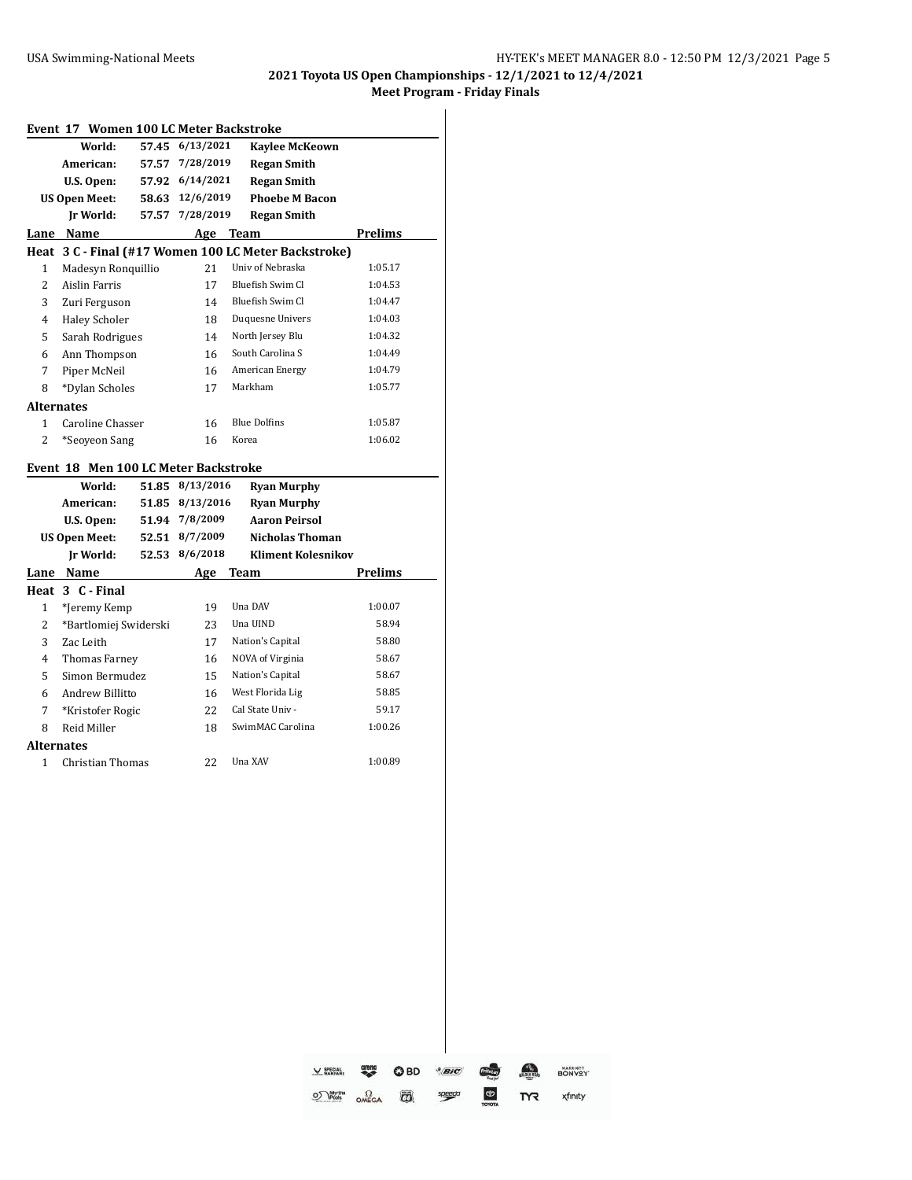## 2021 Toyota US Open Championships - 12/1/2021 to 12/4/2021

### Meet Program - Friday Finals

### Event 17 Women 100 LC Meter Backstroke

| | | | |
|---|---|---|---|
| World: | 57.45 | 6/13/2021 | Kaylee McKeown |
| American: | 57.57 | 7/28/2019 | Regan Smith |
| U.S. Open: | 57.92 | 6/14/2021 | Regan Smith |
| US Open Meet: | 58.63 | 12/6/2019 | Phoebe M Bacon |
| Jr World: | 57.57 | 7/28/2019 | Regan Smith |

**Heat 3 C - Final (#17 Women 100 LC Meter Backstroke)**

| Lane | Name | Age | Team | Prelims |
|---|---|---|---|---|
| 1 | Madesyn Ronquillio | 21 | Univ of Nebraska | 1:05.17 |
| 2 | Aislin Farris | 17 | Bluefish Swim Cl | 1:04.53 |
| 3 | Zuri Ferguson | 14 | Bluefish Swim Cl | 1:04.47 |
| 4 | Haley Scholer | 18 | Duquesne Univers | 1:04.03 |
| 5 | Sarah Rodrigues | 14 | North Jersey Blu | 1:04.32 |
| 6 | Ann Thompson | 16 | South Carolina S | 1:04.49 |
| 7 | Piper McNeil | 16 | American Energy | 1:04.79 |
| 8 | *Dylan Scholes | 17 | Markham | 1:05.77 |

**Alternates**

| Lane | Name | Age | Team | Prelims |
|---|---|---|---|---|
| 1 | Caroline Chasser | 16 | Blue Dolfins | 1:05.87 |
| 2 | *Seoyeon Sang | 16 | Korea | 1:06.02 |

### Event 18 Men 100 LC Meter Backstroke

| | | | |
|---|---|---|---|
| World: | 51.85 | 8/13/2016 | Ryan Murphy |
| American: | 51.85 | 8/13/2016 | Ryan Murphy |
| U.S. Open: | 51.94 | 7/8/2009 | Aaron Peirsol |
| US Open Meet: | 52.51 | 8/7/2009 | Nicholas Thoman |
| Jr World: | 52.53 | 8/6/2018 | Kliment Kolesnikov |

**Heat 3 C - Final**

| Lane | Name | Age | Team | Prelims |
|---|---|---|---|---|
| 1 | *Jeremy Kemp | 19 | Una DAV | 1:00.07 |
| 2 | *Bartlomiej Swiderski | 23 | Una UIND | 58.94 |
| 3 | Zac Leith | 17 | Nation's Capital | 58.80 |
| 4 | Thomas Farney | 16 | NOVA of Virginia | 58.67 |
| 5 | Simon Bermudez | 15 | Nation's Capital | 58.67 |
| 6 | Andrew Billitto | 16 | West Florida Lig | 58.85 |
| 7 | *Kristofer Rogic | 22 | Cal State Univ - | 59.17 |
| 8 | Reid Miller | 18 | SwimMAC Carolina | 1:00.26 |

**Alternates**

| Lane | Name | Age | Team | Prelims |
|---|---|---|---|---|
| 1 | Christian Thomas | 22 | Una XAV | 1:00.89 |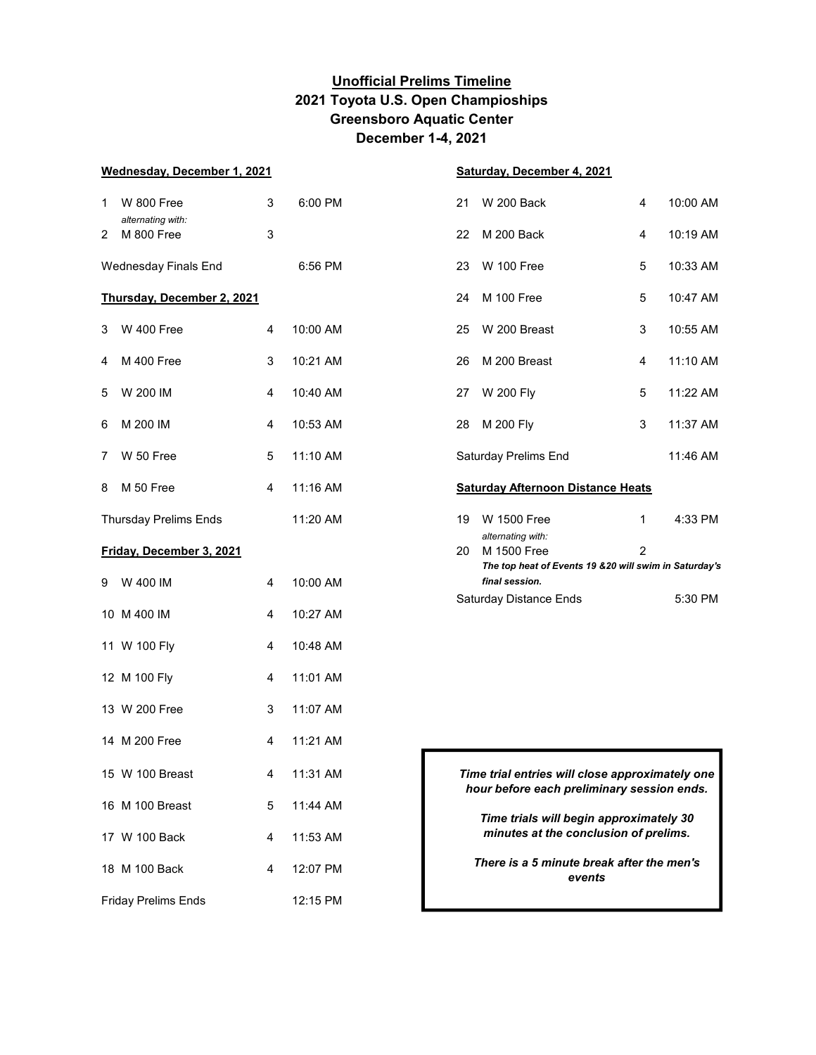# Unofficial Prelims Timeline
## 2021 Toyota U.S. Open Champioships
## Greensboro Aquatic Center
## December 1-4, 2021

**Wednesday, December 1, 2021**

| | | | |
|---|---|---|---|
| 1 | W 800 Free *alternating with:* | 3 | 6:00 PM |
| 2 | M 800 Free | 3 | |
| Wednesday Finals End | | | 6:56 PM |

**Thursday, December 2, 2021**

| | | | |
|---|---|---|---|
| 3 | W 400 Free | 4 | 10:00 AM |
| 4 | M 400 Free | 3 | 10:21 AM |
| 5 | W 200 IM | 4 | 10:40 AM |
| 6 | M 200 IM | 4 | 10:53 AM |
| 7 | W 50 Free | 5 | 11:10 AM |
| 8 | M 50 Free | 4 | 11:16 AM |
| Thursday Prelims Ends | | | 11:20 AM |

**Friday, December 3, 2021**

| | | | |
|---|---|---|---|
| 9 | W 400 IM | 4 | 10:00 AM |
| 10 | M 400 IM | 4 | 10:27 AM |
| 11 | W 100 Fly | 4 | 10:48 AM |
| 12 | M 100 Fly | 4 | 11:01 AM |
| 13 | W 200 Free | 3 | 11:07 AM |
| 14 | M 200 Free | 4 | 11:21 AM |
| 15 | W 100 Breast | 4 | 11:31 AM |
| 16 | M 100 Breast | 5 | 11:44 AM |
| 17 | W 100 Back | 4 | 11:53 AM |
| 18 | M 100 Back | 4 | 12:07 PM |
| Friday Prelims Ends | | | 12:15 PM |

**Saturday, December 4, 2021**

| | | | |
|---|---|---|---|
| 21 | W 200 Back | 4 | 10:00 AM |
| 22 | M 200 Back | 4 | 10:19 AM |
| 23 | W 100 Free | 5 | 10:33 AM |
| 24 | M 100 Free | 5 | 10:47 AM |
| 25 | W 200 Breast | 3 | 10:55 AM |
| 26 | M 200 Breast | 4 | 11:10 AM |
| 27 | W 200 Fly | 5 | 11:22 AM |
| 28 | M 200 Fly | 3 | 11:37 AM |
| Saturday Prelims End | | | 11:46 AM |

**Saturday Afternoon Distance Heats**

| | | | |
|---|---|---|---|
| 19 | W 1500 Free *alternating with:* | 1 | 4:33 PM |
| 20 | M 1500 Free | 2 | |

***The top heat of Events 19 &20 will swim in Saturday's final session.***

| | |
|---|---|
| Saturday Distance Ends | 5:30 PM |

***Time trial entries will close approximately one hour before each preliminary session ends.***

***Time trials will begin approximately 30 minutes at the conclusion of prelims.***

***There is a 5 minute break after the men's events***